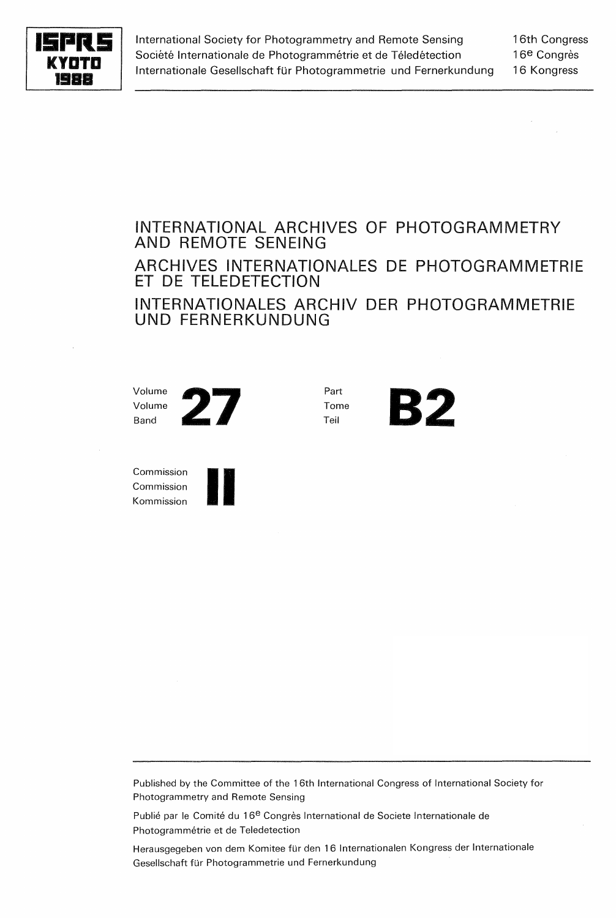**ISPRS KYOTO 1988**

International Society for Photogrammetry and Remote Sensing — 16th Congress
Société Internationale de Photogrammétrie et de Téledétection — 16e Congrès
Internationale Gesellschaft für Photogrammetrie und Fernerkundung — 16 Kongress

# INTERNATIONAL ARCHIVES OF PHOTOGRAMMETRY AND REMOTE SENEING

# ARCHIVES INTERNATIONALES DE PHOTOGRAMMETRIE ET DE TELEDETECTION

# INTERNATIONALES ARCHIV DER PHOTOGRAMMETRIE UND FERNERKUNDUNG

Volume / Volume / Band **27**

Part / Tome / Teil **B2**

Commission / Commission / Kommission **II**

---

Published by the Committee of the 16th International Congress of International Society for Photogrammetry and Remote Sensing

Publié par le Comité du 16e Congrès International de Societe Internationale de Photogrammétrie et de Teledetection

Herausgegeben von dem Komitee für den 16 Internationalen Kongress der Internationale Gesellschaft für Photogrammetrie und Fernerkundung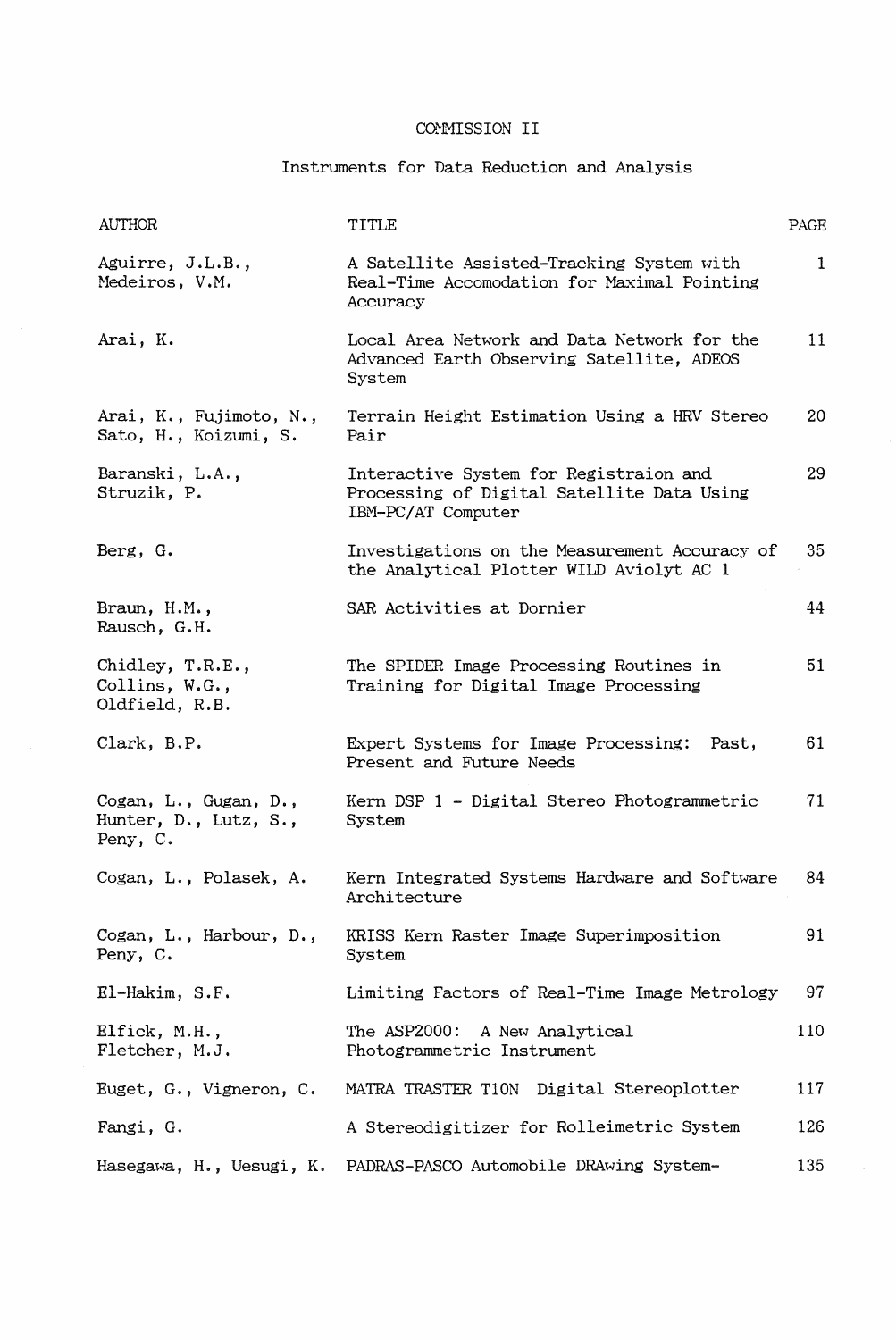# COMMISSION II

## Instruments for Data Reduction and Analysis

| AUTHOR | TITLE | PAGE |
|---|---|---|
| Aguirre, J.L.B., Medeiros, V.M. | A Satellite Assisted-Tracking System with Real-Time Accomodation for Maximal Pointing Accuracy | 1 |
| Arai, K. | Local Area Network and Data Network for the Advanced Earth Observing Satellite, ADEOS System | 11 |
| Arai, K., Fujimoto, N., Sato, H., Koizumi, S. | Terrain Height Estimation Using a HRV Stereo Pair | 20 |
| Baranski, L.A., Struzik, P. | Interactive System for Registraion and Processing of Digital Satellite Data Using IBM-PC/AT Computer | 29 |
| Berg, G. | Investigations on the Measurement Accuracy of the Analytical Plotter WILD Aviolyt AC 1 | 35 |
| Braun, H.M., Rausch, G.H. | SAR Activities at Dornier | 44 |
| Chidley, T.R.E., Collins, W.G., Oldfield, R.B. | The SPIDER Image Processing Routines in Training for Digital Image Processing | 51 |
| Clark, B.P. | Expert Systems for Image Processing: Past, Present and Future Needs | 61 |
| Cogan, L., Gugan, D., Hunter, D., Lutz, S., Peny, C. | Kern DSP 1 - Digital Stereo Photogrammetric System | 71 |
| Cogan, L., Polasek, A. | Kern Integrated Systems Hardware and Software Architecture | 84 |
| Cogan, L., Harbour, D., Peny, C. | KRISS Kern Raster Image Superimposition System | 91 |
| El-Hakim, S.F. | Limiting Factors of Real-Time Image Metrology | 97 |
| Elfick, M.H., Fletcher, M.J. | The ASP2000: A New Analytical Photogrammetric Instrument | 110 |
| Euget, G., Vigneron, C. | MATRA TRASTER T10N Digital Stereoplotter | 117 |
| Fangi, G. | A Stereodigitizer for Rolleimetric System | 126 |
| Hasegawa, H., Uesugi, K. | PADRAS-PASCO Automobile DRAwing System- | 135 |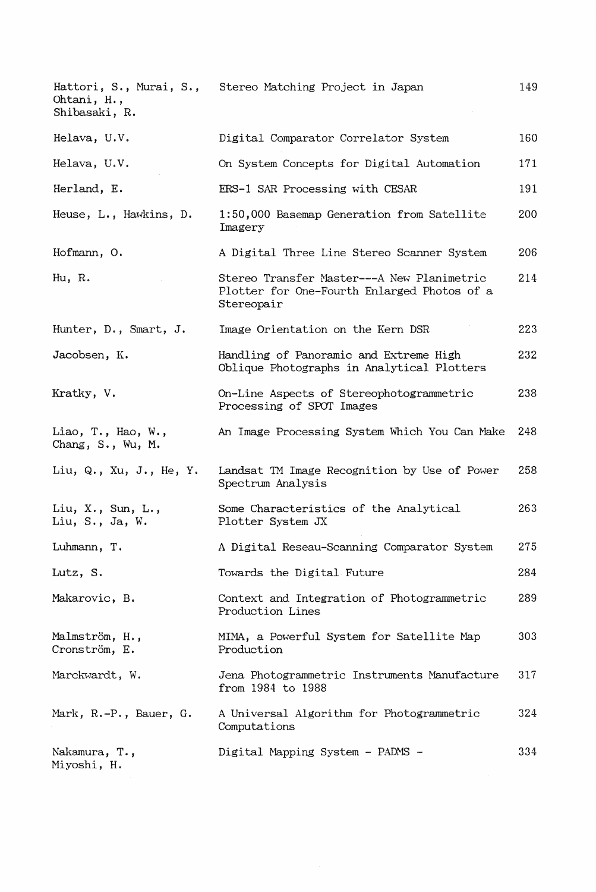| | | |
|---|---|---|
| Hattori, S., Murai, S., Ohtani, H., Shibasaki, R. | Stereo Matching Project in Japan | 149 |
| Helava, U.V. | Digital Comparator Correlator System | 160 |
| Helava, U.V. | On System Concepts for Digital Automation | 171 |
| Herland, E. | ERS-1 SAR Processing with CESAR | 191 |
| Heuse, L., Hawkins, D. | 1:50,000 Basemap Generation from Satellite Imagery | 200 |
| Hofmann, O. | A Digital Three Line Stereo Scanner System | 206 |
| Hu, R. | Stereo Transfer Master---A New Planimetric Plotter for One-Fourth Enlarged Photos of a Stereopair | 214 |
| Hunter, D., Smart, J. | Image Orientation on the Kern DSR | 223 |
| Jacobsen, K. | Handling of Panoramic and Extreme High Oblique Photographs in Analytical Plotters | 232 |
| Kratky, V. | On-Line Aspects of Stereophotogrammetric Processing of SPOT Images | 238 |
| Liao, T., Hao, W., Chang, S., Wu, M. | An Image Processing System Which You Can Make | 248 |
| Liu, Q., Xu, J., He, Y. | Landsat TM Image Recognition by Use of Power Spectrum Analysis | 258 |
| Liu, X., Sun, L., Liu, S., Ja, W. | Some Characteristics of the Analytical Plotter System JX | 263 |
| Luhmann, T. | A Digital Reseau-Scanning Comparator System | 275 |
| Lutz, S. | Towards the Digital Future | 284 |
| Makarovic, B. | Context and Integration of Photogrammetric Production Lines | 289 |
| Malmström, H., Cronström, E. | MIMA, a Powerful System for Satellite Map Production | 303 |
| Marckwardt, W. | Jena Photogrammetric Instruments Manufacture from 1984 to 1988 | 317 |
| Mark, R.-P., Bauer, G. | A Universal Algorithm for Photogrammetric Computations | 324 |
| Nakamura, T., Miyoshi, H. | Digital Mapping System - PADMS - | 334 |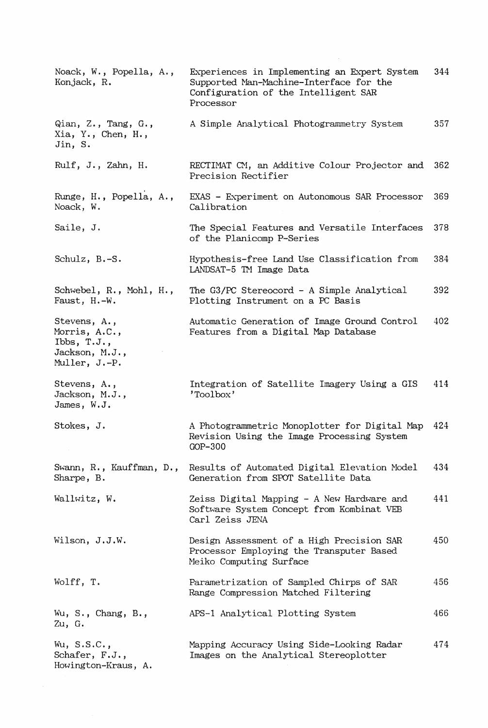| | | |
|---|---|---|
| Noack, W., Popella, A., Konjack, R. | Experiences in Implementing an Expert System Supported Man-Machine-Interface for the Configuration of the Intelligent SAR Processor | 344 |
| Qian, Z., Tang, G., Xia, Y., Chen, H., Jin, S. | A Simple Analytical Photogrammetry System | 357 |
| Rulf, J., Zahn, H. | RECTIMAT CM, an Additive Colour Projector and Precision Rectifier | 362 |
| Runge, H., Popella, A., Noack, W. | EXAS - Experiment on Autonomous SAR Processor Calibration | 369 |
| Saile, J. | The Special Features and Versatile Interfaces of the Planicomp P-Series | 378 |
| Schulz, B.-S. | Hypothesis-free Land Use Classification from LANDSAT-5 TM Image Data | 384 |
| Schwebel, R., Mohl, H., Faust, H.-W. | The G3/PC Stereocord - A Simple Analytical Plotting Instrument on a PC Basis | 392 |
| Stevens, A., Morris, A.C., Ibbs, T.J., Jackson, M.J., Muller, J.-P. | Automatic Generation of Image Ground Control Features from a Digital Map Database | 402 |
| Stevens, A., Jackson, M.J., James, W.J. | Integration of Satellite Imagery Using a GIS 'Toolbox' | 414 |
| Stokes, J. | A Photogrammetric Monoplotter for Digital Map Revision Using the Image Processing System GOP-300 | 424 |
| Swann, R., Kauffman, D., Sharpe, B. | Results of Automated Digital Elevation Model Generation from SPOT Satellite Data | 434 |
| Wallwitz, W. | Zeiss Digital Mapping - A New Hardware and Software System Concept from Kombinat VEB Carl Zeiss JENA | 441 |
| Wilson, J.J.W. | Design Assessment of a High Precision SAR Processor Employing the Transputer Based Meiko Computing Surface | 450 |
| Wolff, T. | Parametrization of Sampled Chirps of SAR Range Compression Matched Filtering | 456 |
| Wu, S., Chang, B., Zu, G. | APS-1 Analytical Plotting System | 466 |
| Wu, S.S.C., Schafer, F.J., Howington-Kraus, A. | Mapping Accuracy Using Side-Looking Radar Images on the Analytical Stereoplotter | 474 |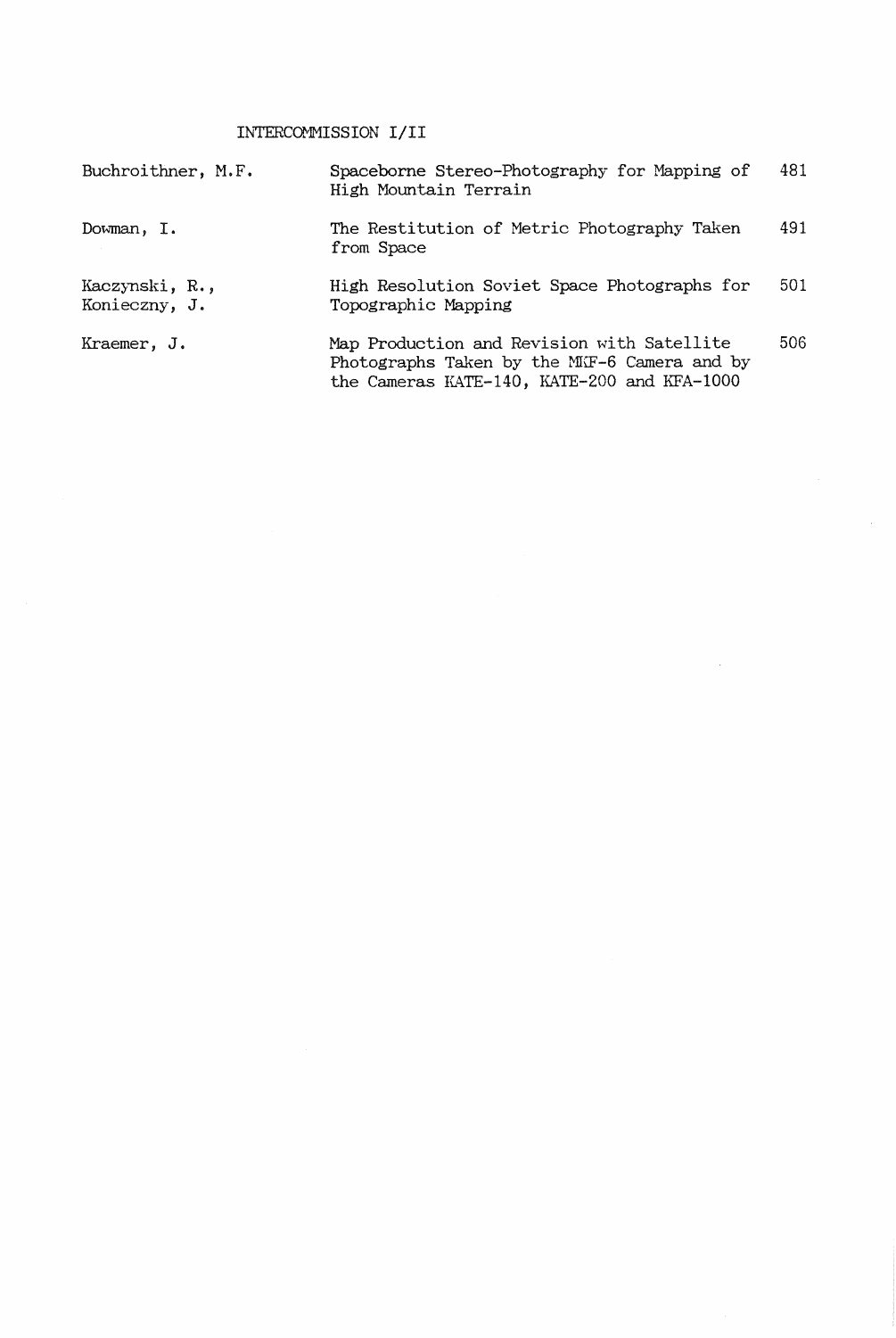## INTERCOMMISSION I/II

| | | |
|---|---|---|
| Buchroithner, M.F. | Spaceborne Stereo-Photography for Mapping of High Mountain Terrain | 481 |
| Dowman, I. | The Restitution of Metric Photography Taken from Space | 491 |
| Kaczynski, R., Konieczny, J. | High Resolution Soviet Space Photographs for Topographic Mapping | 501 |
| Kraemer, J. | Map Production and Revision with Satellite Photographs Taken by the MKF-6 Camera and by the Cameras KATE-140, KATE-200 and KFA-1000 | 506 |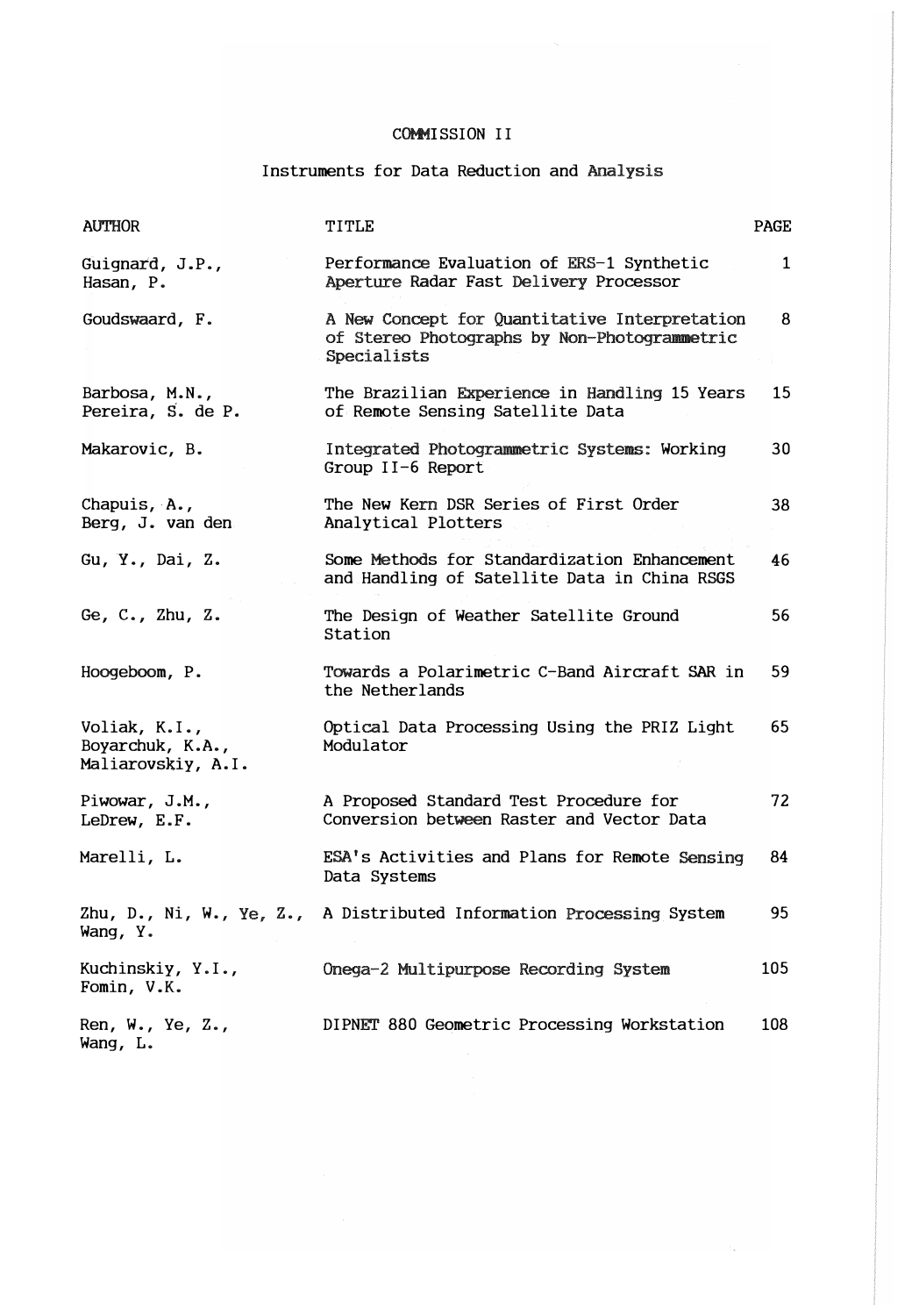# COMMISSION II

## Instruments for Data Reduction and Analysis

| AUTHOR | TITLE | PAGE |
| --- | --- | --- |
| Guignard, J.P., Hasan, P. | Performance Evaluation of ERS-1 Synthetic Aperture Radar Fast Delivery Processor | 1 |
| Goudswaard, F. | A New Concept for Quantitative Interpretation of Stereo Photographs by Non-Photogrammetric Specialists | 8 |
| Barbosa, M.N., Pereira, S. de P. | The Brazilian Experience in Handling 15 Years of Remote Sensing Satellite Data | 15 |
| Makarovic, B. | Integrated Photogrammetric Systems: Working Group II-6 Report | 30 |
| Chapuis, A., Berg, J. van den | The New Kern DSR Series of First Order Analytical Plotters | 38 |
| Gu, Y., Dai, Z. | Some Methods for Standardization Enhancement and Handling of Satellite Data in China RSGS | 46 |
| Ge, C., Zhu, Z. | The Design of Weather Satellite Ground Station | 56 |
| Hoogeboom, P. | Towards a Polarimetric C-Band Aircraft SAR in the Netherlands | 59 |
| Voliak, K.I., Boyarchuk, K.A., Maliarovskiy, A.I. | Optical Data Processing Using the PRIZ Light Modulator | 65 |
| Piwowar, J.M., LeDrew, E.F. | A Proposed Standard Test Procedure for Conversion between Raster and Vector Data | 72 |
| Marelli, L. | ESA's Activities and Plans for Remote Sensing Data Systems | 84 |
| Zhu, D., Ni, W., Ye, Z., Wang, Y. | A Distributed Information Processing System | 95 |
| Kuchinskiy, Y.I., Fomin, V.K. | Onega-2 Multipurpose Recording System | 105 |
| Ren, W., Ye, Z., Wang, L. | DIPNET 880 Geometric Processing Workstation | 108 |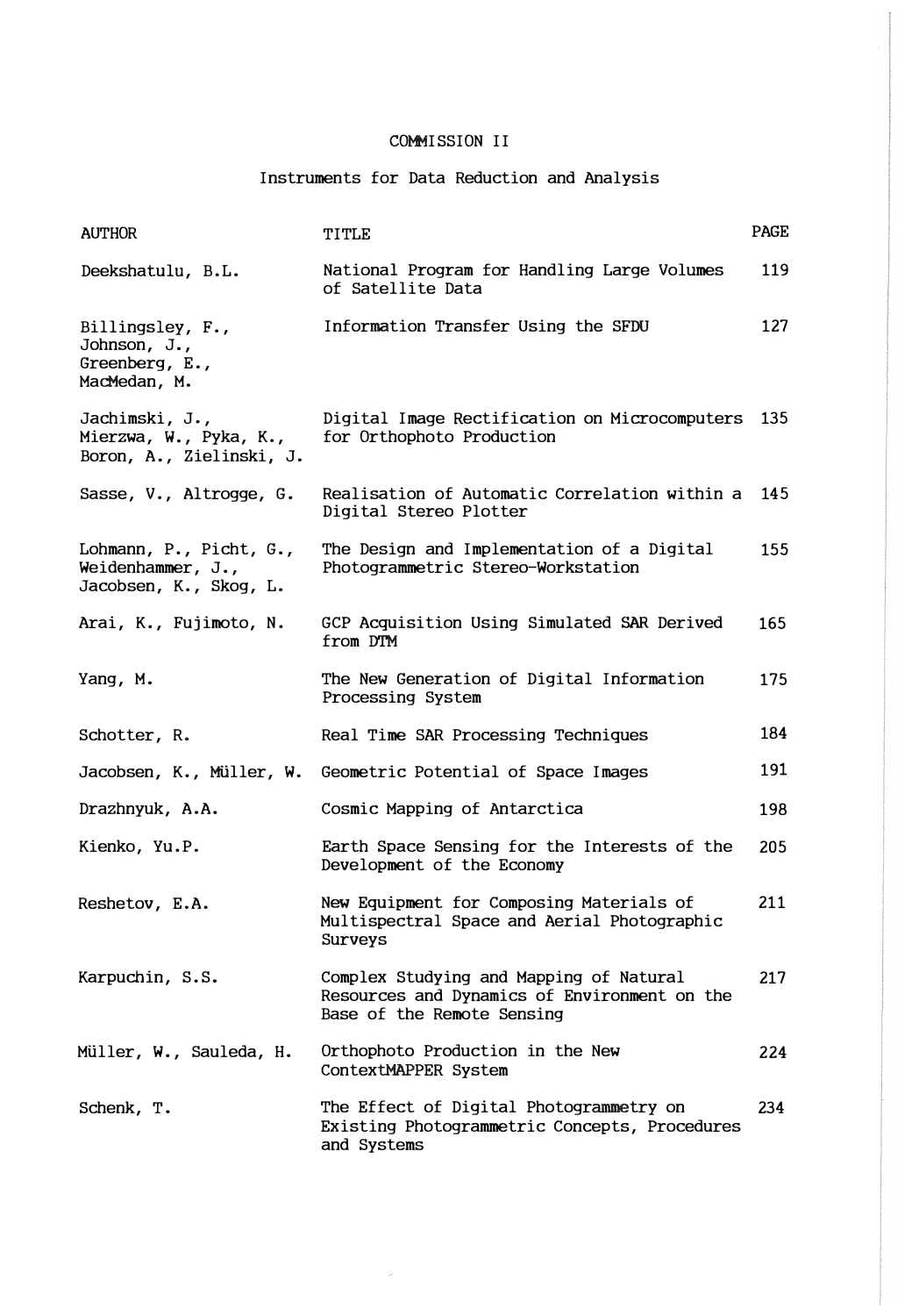# COMMISSION II

## Instruments for Data Reduction and Analysis

| AUTHOR | TITLE | PAGE |
|---|---|---|
| Deekshatulu, B.L. | National Program for Handling Large Volumes of Satellite Data | 119 |
| Billingsley, F., Johnson, J., Greenberg, E., MacMedan, M. | Information Transfer Using the SFDU | 127 |
| Jachimski, J., Mierzwa, W., Pyka, K., Boron, A., Zielinski, J. | Digital Image Rectification on Microcomputers for Orthophoto Production | 135 |
| Sasse, V., Altrogge, G. | Realisation of Automatic Correlation within a Digital Stereo Plotter | 145 |
| Lohmann, P., Picht, G., Weidenhammer, J., Jacobsen, K., Skog, L. | The Design and Implementation of a Digital Photogrammetric Stereo-Workstation | 155 |
| Arai, K., Fujimoto, N. | GCP Acquisition Using Simulated SAR Derived from DTM | 165 |
| Yang, M. | The New Generation of Digital Information Processing System | 175 |
| Schotter, R. | Real Time SAR Processing Techniques | 184 |
| Jacobsen, K., Müller, W. | Geometric Potential of Space Images | 191 |
| Drazhnyuk, A.A. | Cosmic Mapping of Antarctica | 198 |
| Kienko, Yu.P. | Earth Space Sensing for the Interests of the Development of the Economy | 205 |
| Reshetov, E.A. | New Equipment for Composing Materials of Multispectral Space and Aerial Photographic Surveys | 211 |
| Karpuchin, S.S. | Complex Studying and Mapping of Natural Resources and Dynamics of Environment on the Base of the Remote Sensing | 217 |
| Müller, W., Sauleda, H. | Orthophoto Production in the New ContextMAPPER System | 224 |
| Schenk, T. | The Effect of Digital Photogrammetry on Existing Photogrammetric Concepts, Procedures and Systems | 234 |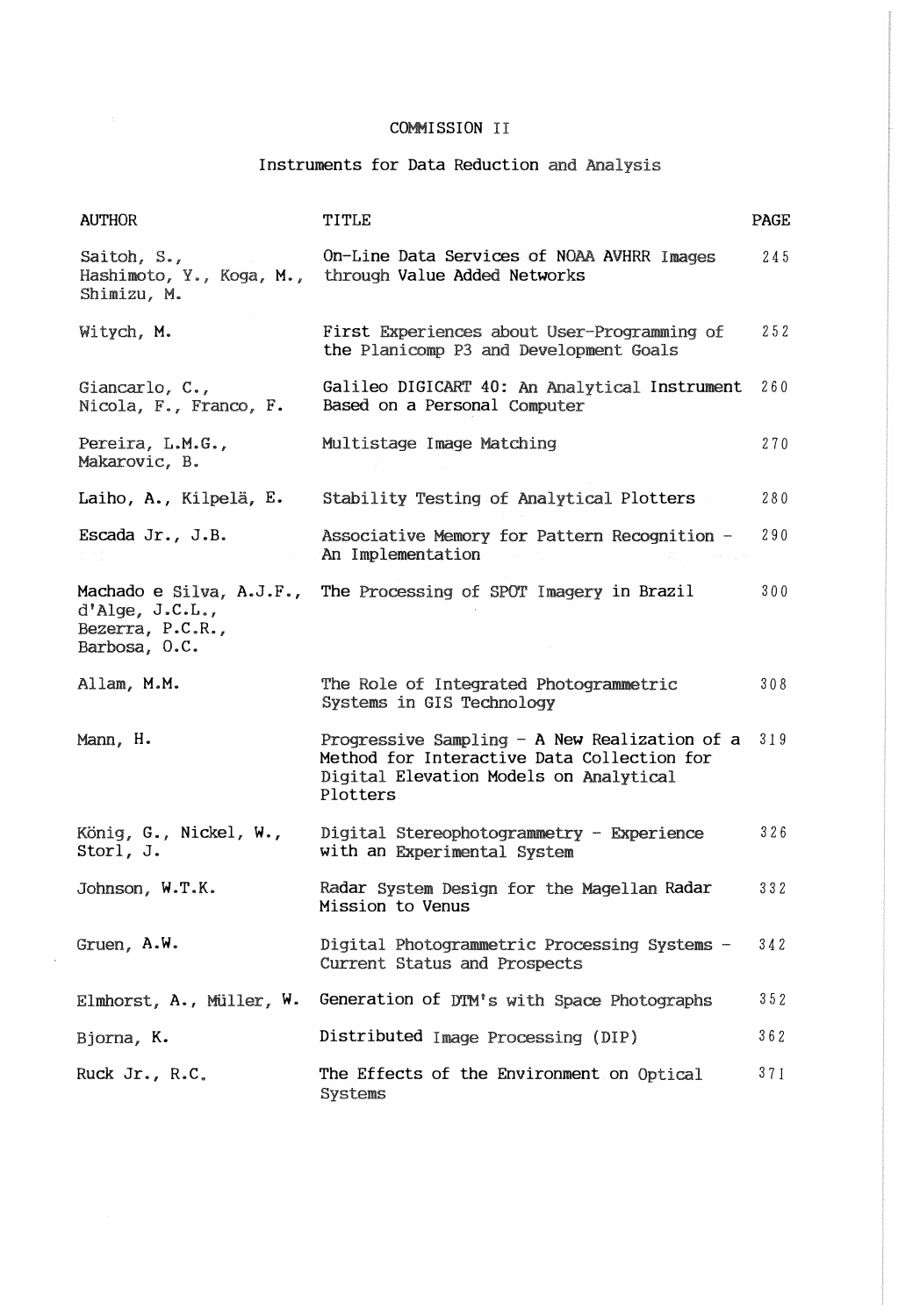# COMMISSION II

## Instruments for Data Reduction and Analysis

| AUTHOR | TITLE | PAGE |
|---|---|---|
| Saitoh, S., Hashimoto, Y., Koga, M., Shimizu, M. | On-Line Data Services of NOAA AVHRR Images through Value Added Networks | 245 |
| Witych, M. | First Experiences about User-Programming of the Planicomp P3 and Development Goals | 252 |
| Giancarlo, C., Nicola, F., Franco, F. | Galileo DIGICART 40: An Analytical Instrument Based on a Personal Computer | 260 |
| Pereira, L.M.G., Makarovic, B. | Multistage Image Matching | 270 |
| Laiho, A., Kilpelä, E. | Stability Testing of Analytical Plotters | 280 |
| Escada Jr., J.B. | Associative Memory for Pattern Recognition - An Implementation | 290 |
| Machado e Silva, A.J.F., d'Alge, J.C.L., Bezerra, P.C.R., Barbosa, O.C. | The Processing of SPOT Imagery in Brazil | 300 |
| Allam, M.M. | The Role of Integrated Photogrammetric Systems in GIS Technology | 308 |
| Mann, H. | Progressive Sampling - A New Realization of a Method for Interactive Data Collection for Digital Elevation Models on Analytical Plotters | 319 |
| König, G., Nickel, W., Storl, J. | Digital Stereophotogrammetry - Experience with an Experimental System | 326 |
| Johnson, W.T.K. | Radar System Design for the Magellan Radar Mission to Venus | 332 |
| Gruen, A.W. | Digital Photogrammetric Processing Systems - Current Status and Prospects | 342 |
| Elmhorst, A., Müller, W. | Generation of DTM's with Space Photographs | 352 |
| Bjorna, K. | Distributed Image Processing (DIP) | 362 |
| Ruck Jr., R.C. | The Effects of the Environment on Optical Systems | 371 |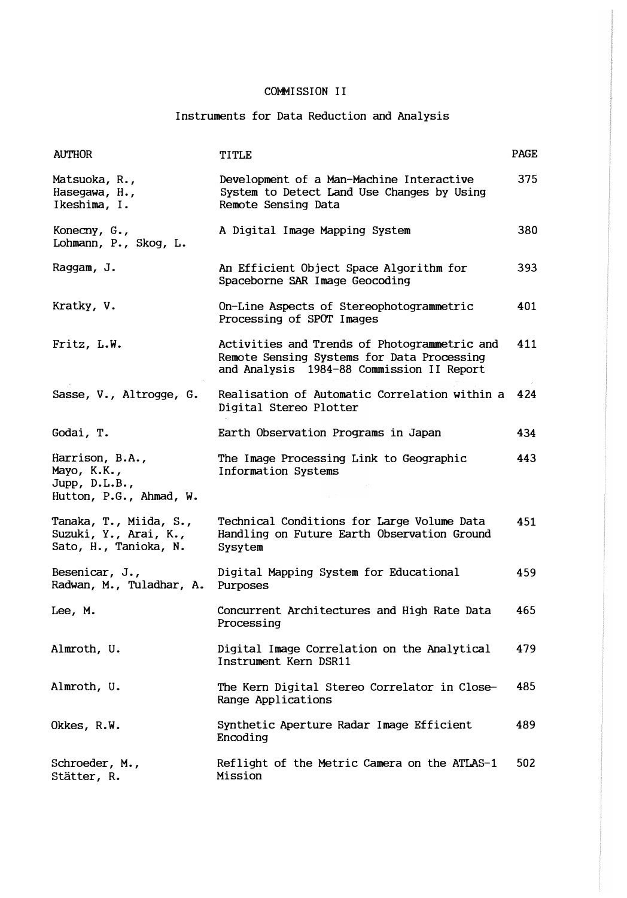# COMMISSION II

## Instruments for Data Reduction and Analysis

| AUTHOR | TITLE | PAGE |
|---|---|---|
| Matsuoka, R., Hasegawa, H., Ikeshima, I. | Development of a Man-Machine Interactive System to Detect Land Use Changes by Using Remote Sensing Data | 375 |
| Konecny, G., Lohmann, P., Skog, L. | A Digital Image Mapping System | 380 |
| Raggam, J. | An Efficient Object Space Algorithm for Spaceborne SAR Image Geocoding | 393 |
| Kratky, V. | On-Line Aspects of Stereophotogrammetric Processing of SPOT Images | 401 |
| Fritz, L.W. | Activities and Trends of Photogrammetric and Remote Sensing Systems for Data Processing and Analysis 1984-88 Commission II Report | 411 |
| Sasse, V., Altrogge, G. | Realisation of Automatic Correlation within a Digital Stereo Plotter | 424 |
| Godai, T. | Earth Observation Programs in Japan | 434 |
| Harrison, B.A., Mayo, K.K., Jupp, D.L.B., Hutton, P.G., Ahmad, W. | The Image Processing Link to Geographic Information Systems | 443 |
| Tanaka, T., Miida, S., Suzuki, Y., Arai, K., Sato, H., Tanioka, N. | Technical Conditions for Large Volume Data Handling on Future Earth Observation Ground Sysytem | 451 |
| Besenicar, J., Radwan, M., Tuladhar, A. | Digital Mapping System for Educational Purposes | 459 |
| Lee, M. | Concurrent Architectures and High Rate Data Processing | 465 |
| Almroth, U. | Digital Image Correlation on the Analytical Instrument Kern DSR11 | 479 |
| Almroth, U. | The Kern Digital Stereo Correlator in Close-Range Applications | 485 |
| Okkes, R.W. | Synthetic Aperture Radar Image Efficient Encoding | 489 |
| Schroeder, M., Stätter, R. | Reflight of the Metric Camera on the ATLAS-1 Mission | 502 |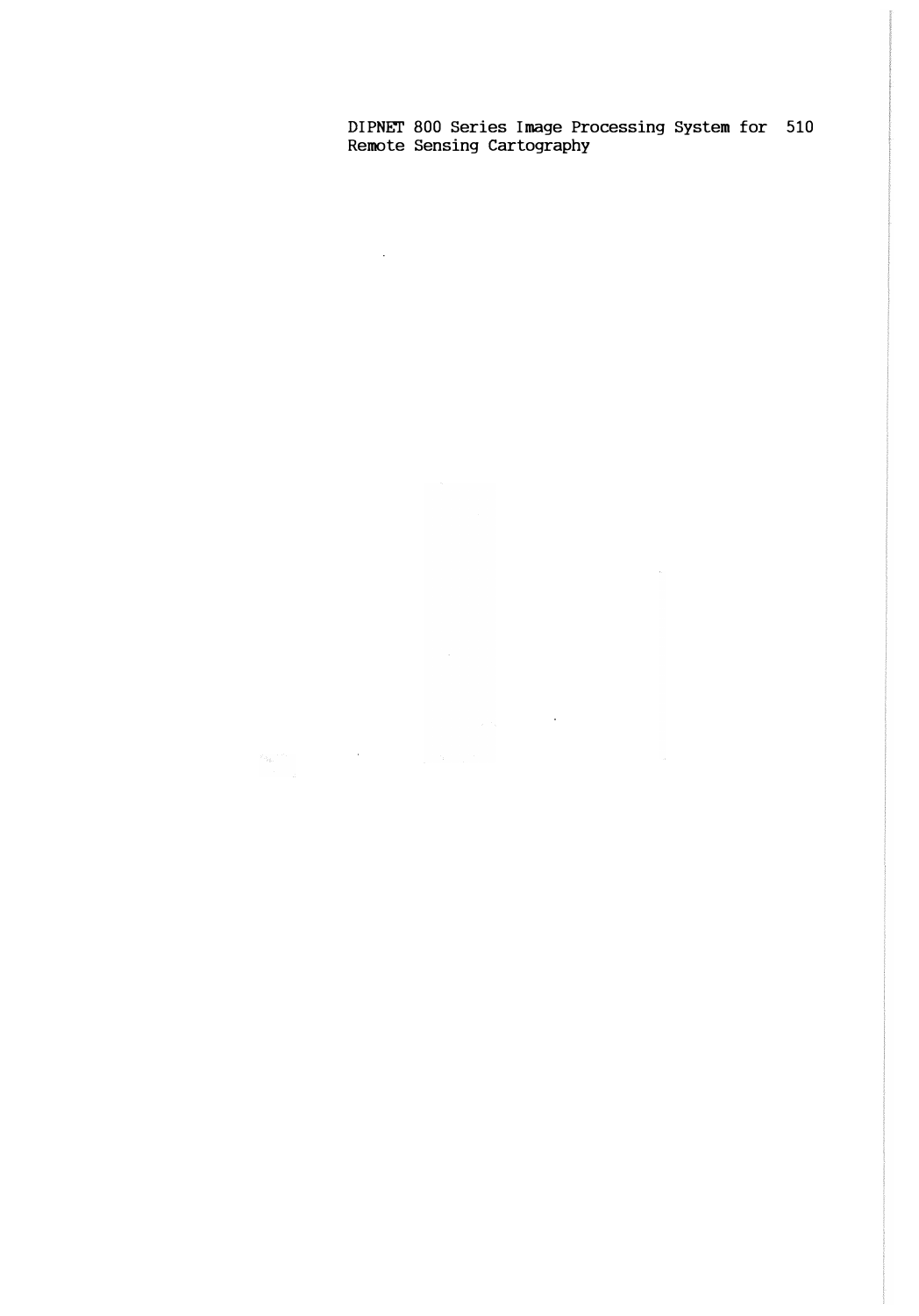DIPNET 800 Series Image Processing System for Remote Sensing Cartography 510